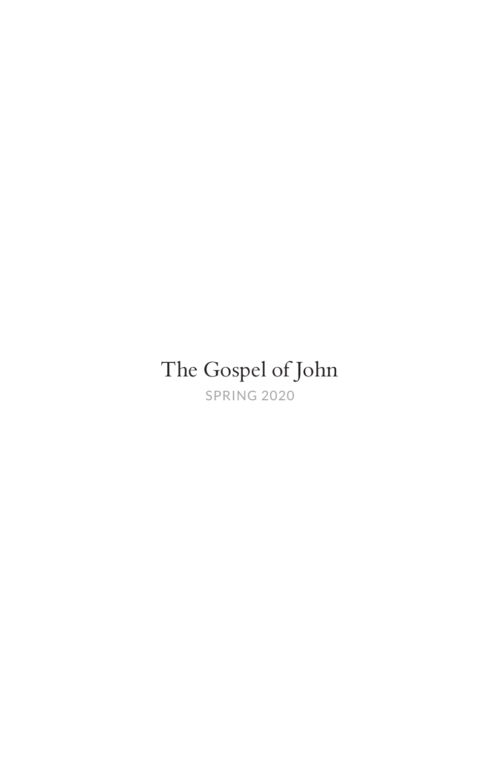# The Gospel of John

SPRING 2020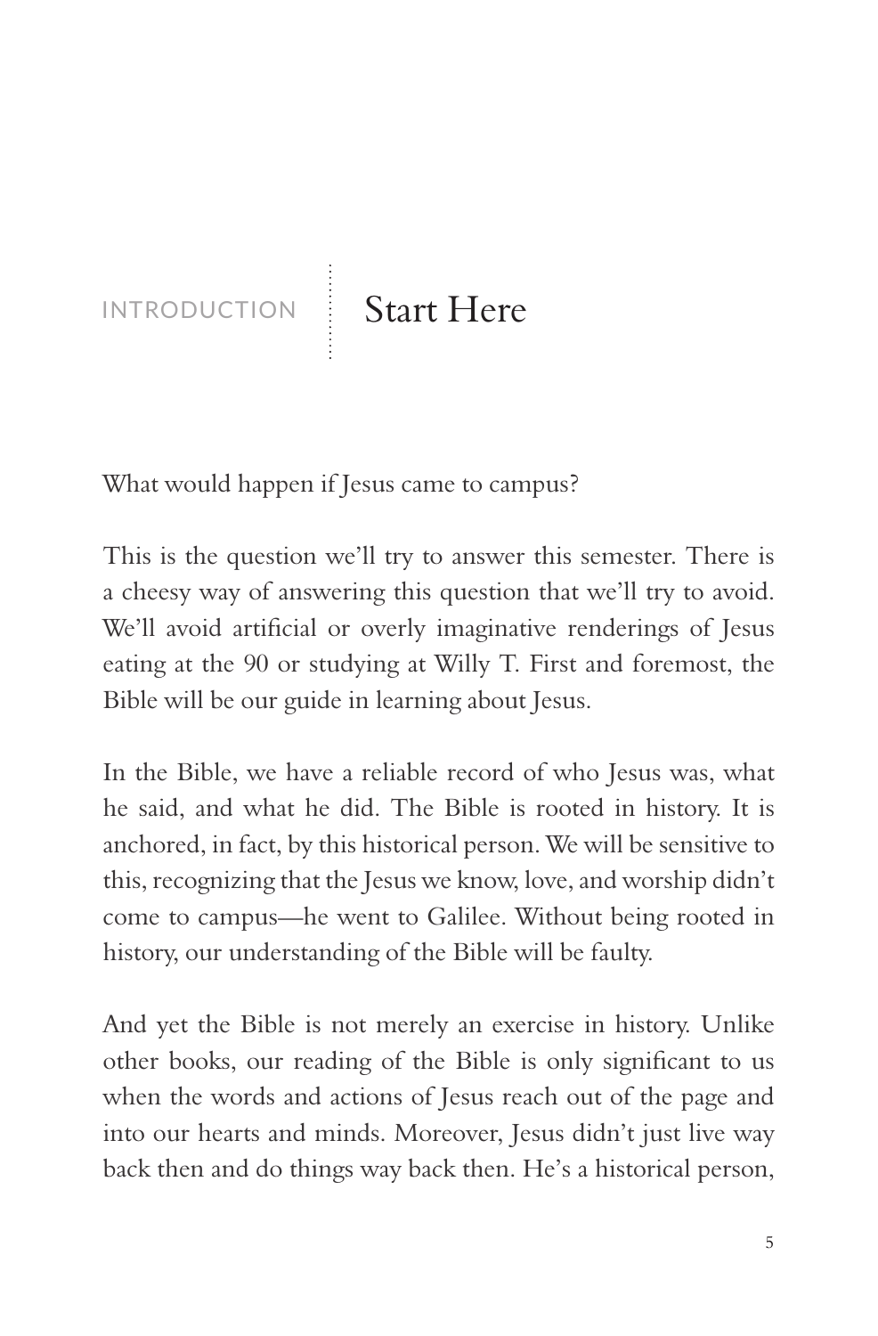# INTRODUCTION — Start Here

What would happen if Jesus came to campus?

This is the question we'll try to answer this semester. There is a cheesy way of answering this question that we'll try to avoid. We'll avoid artificial or overly imaginative renderings of Jesus eating at the 90 or studying at Willy T. First and foremost, the Bible will be our guide in learning about Jesus.

In the Bible, we have a reliable record of who Jesus was, what he said, and what he did. The Bible is rooted in history. It is anchored, in fact, by this historical person. We will be sensitive to this, recognizing that the Jesus we know, love, and worship didn't come to campus—he went to Galilee. Without being rooted in history, our understanding of the Bible will be faulty.

And yet the Bible is not merely an exercise in history. Unlike other books, our reading of the Bible is only significant to us when the words and actions of Jesus reach out of the page and into our hearts and minds. Moreover, Jesus didn't just live way back then and do things way back then. He's a historical person,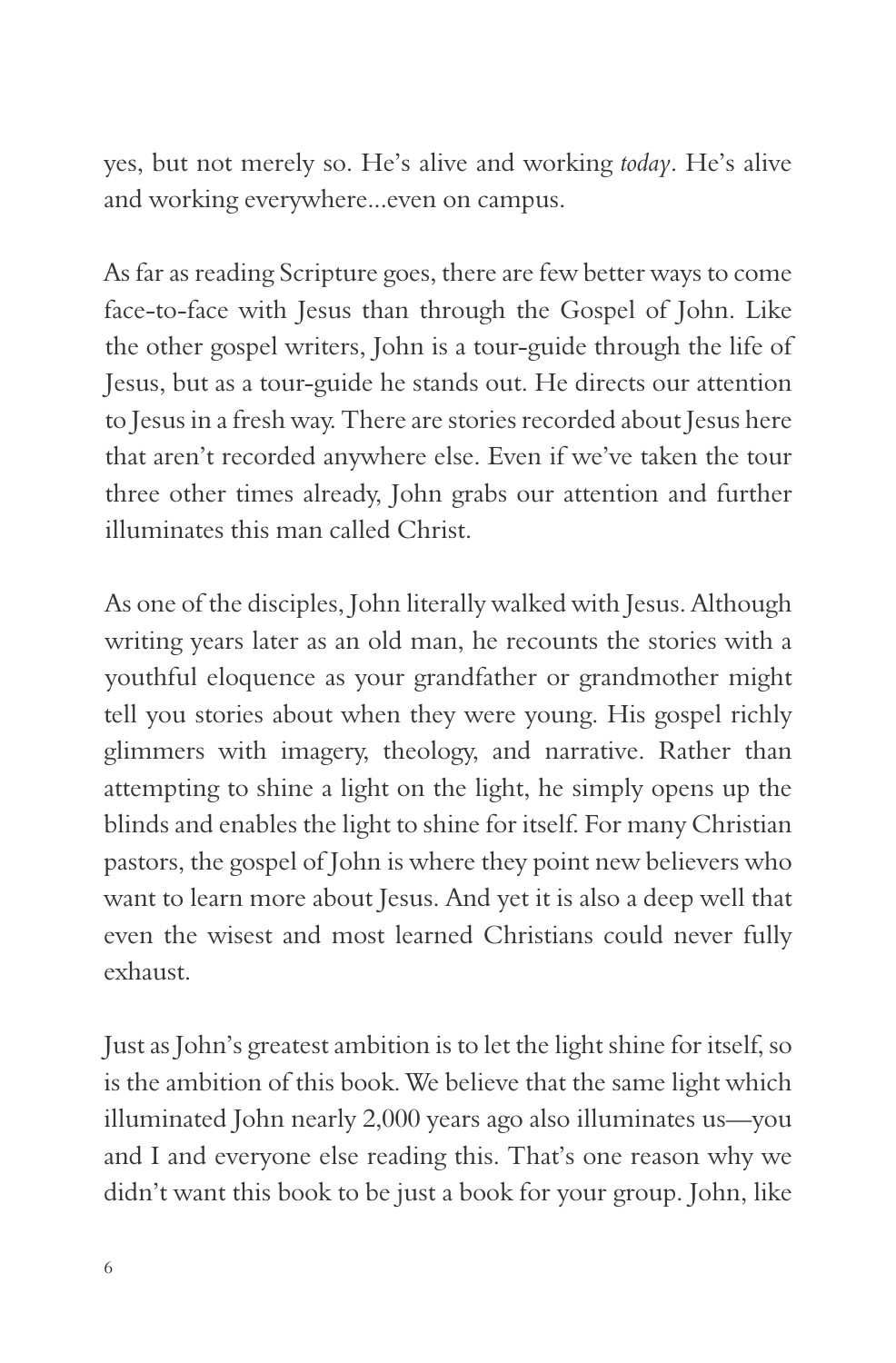yes, but not merely so. He's alive and working *today*. He's alive and working everywhere...even on campus.

As far as reading Scripture goes, there are few better ways to come face-to-face with Jesus than through the Gospel of John. Like the other gospel writers, John is a tour-guide through the life of Jesus, but as a tour-guide he stands out. He directs our attention to Jesus in a fresh way. There are stories recorded about Jesus here that aren't recorded anywhere else. Even if we've taken the tour three other times already, John grabs our attention and further illuminates this man called Christ.

As one of the disciples, John literally walked with Jesus. Although writing years later as an old man, he recounts the stories with a youthful eloquence as your grandfather or grandmother might tell you stories about when they were young. His gospel richly glimmers with imagery, theology, and narrative. Rather than attempting to shine a light on the light, he simply opens up the blinds and enables the light to shine for itself. For many Christian pastors, the gospel of John is where they point new believers who want to learn more about Jesus. And yet it is also a deep well that even the wisest and most learned Christians could never fully exhaust.

Just as John's greatest ambition is to let the light shine for itself, so is the ambition of this book. We believe that the same light which illuminated John nearly 2,000 years ago also illuminates us—you and I and everyone else reading this. That's one reason why we didn't want this book to be just a book for your group. John, like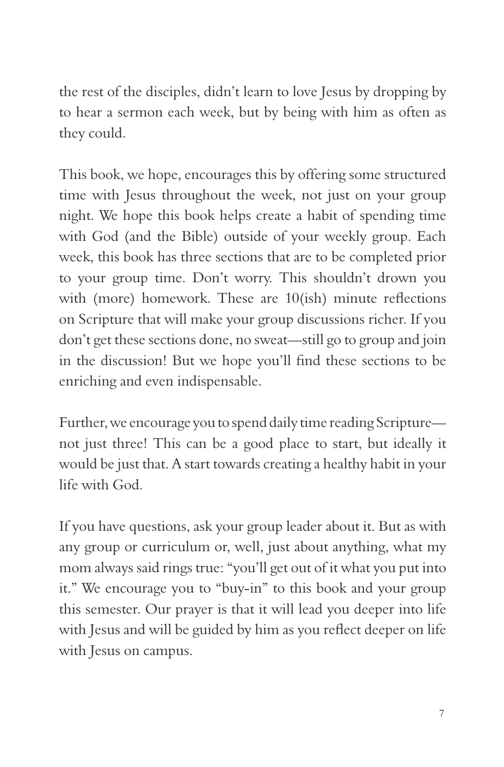the rest of the disciples, didn't learn to love Jesus by dropping by to hear a sermon each week, but by being with him as often as they could.

This book, we hope, encourages this by offering some structured time with Jesus throughout the week, not just on your group night. We hope this book helps create a habit of spending time with God (and the Bible) outside of your weekly group. Each week, this book has three sections that are to be completed prior to your group time. Don't worry. This shouldn't drown you with (more) homework. These are 10(ish) minute reflections on Scripture that will make your group discussions richer. If you don't get these sections done, no sweat—still go to group and join in the discussion! But we hope you'll find these sections to be enriching and even indispensable.

Further, we encourage you to spend daily time reading Scripture—not just three! This can be a good place to start, but ideally it would be just that. A start towards creating a healthy habit in your life with God.

If you have questions, ask your group leader about it. But as with any group or curriculum or, well, just about anything, what my mom always said rings true: "you'll get out of it what you put into it." We encourage you to "buy-in" to this book and your group this semester. Our prayer is that it will lead you deeper into life with Jesus and will be guided by him as you reflect deeper on life with Jesus on campus.